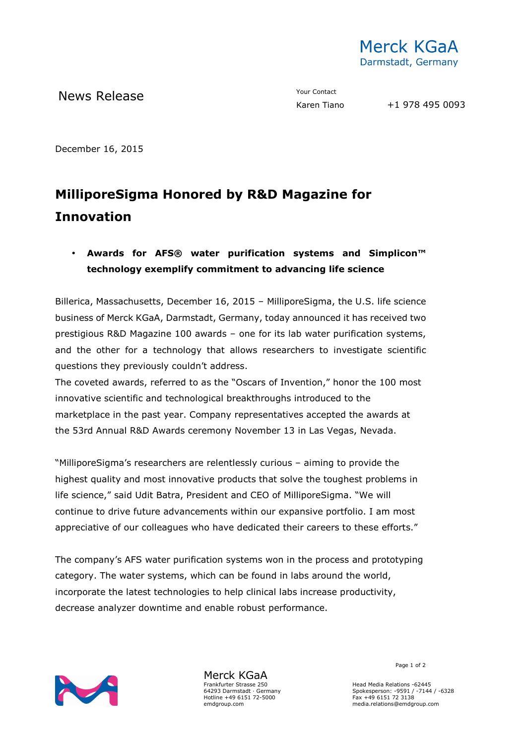Merck KGaA
Darmstadt, Germany

News Release

Your Contact
Karen Tiano +1 978 495 0093

December 16, 2015

# MilliporeSigma Honored by R&D Magazine for Innovation

- **Awards for AFS® water purification systems and Simplicon™ technology exemplify commitment to advancing life science**

Billerica, Massachusetts, December 16, 2015 – MilliporeSigma, the U.S. life science business of Merck KGaA, Darmstadt, Germany, today announced it has received two prestigious R&D Magazine 100 awards – one for its lab water purification systems, and the other for a technology that allows researchers to investigate scientific questions they previously couldn't address.

The coveted awards, referred to as the "Oscars of Invention," honor the 100 most innovative scientific and technological breakthroughs introduced to the marketplace in the past year. Company representatives accepted the awards at the 53rd Annual R&D Awards ceremony November 13 in Las Vegas, Nevada.

"MilliporeSigma's researchers are relentlessly curious – aiming to provide the highest quality and most innovative products that solve the toughest problems in life science," said Udit Batra, President and CEO of MilliporeSigma. "We will continue to drive future advancements within our expansive portfolio. I am most appreciative of our colleagues who have dedicated their careers to these efforts."

The company's AFS water purification systems won in the process and prototyping category. The water systems, which can be found in labs around the world, incorporate the latest technologies to help clinical labs increase productivity, decrease analyzer downtime and enable robust performance.

Merck KGaA
Frankfurter Strasse 250
64293 Darmstadt · Germany
Hotline +49 6151 72-5000
emdgroup.com

Head Media Relations -62445
Spokesperson: -9591 / -7144 / -6328
Fax +49 6151 72 3138
media.relations@emdgroup.com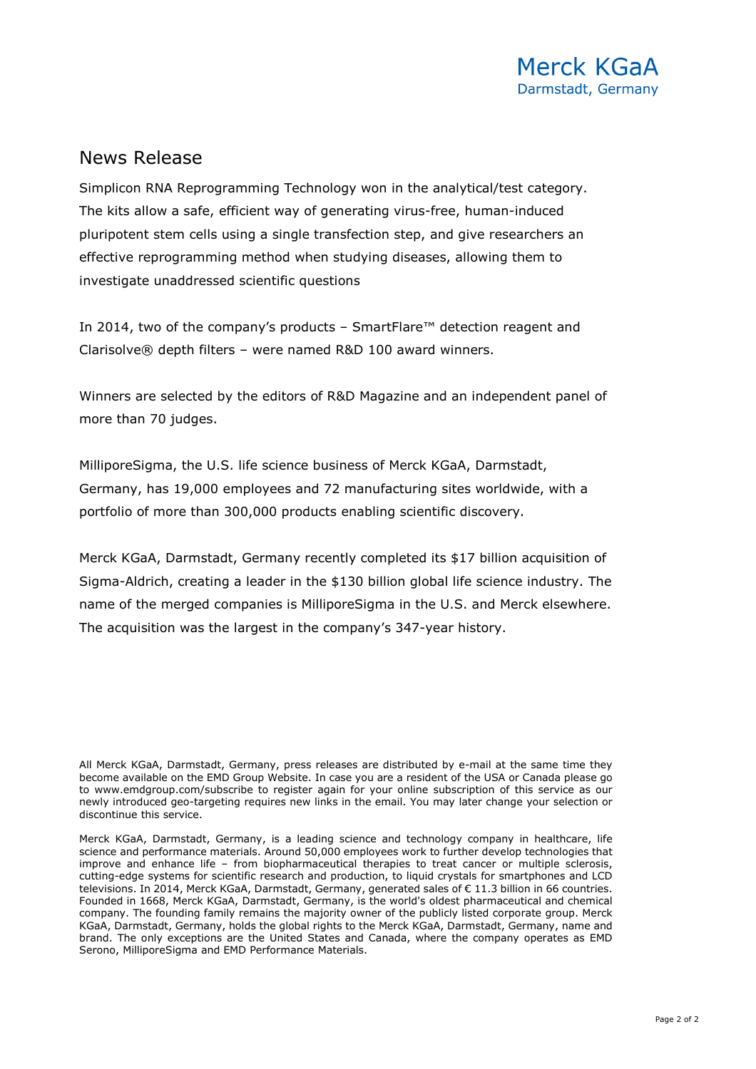# News Release

Simplicon RNA Reprogramming Technology won in the analytical/test category. The kits allow a safe, efficient way of generating virus-free, human-induced pluripotent stem cells using a single transfection step, and give researchers an effective reprogramming method when studying diseases, allowing them to investigate unaddressed scientific questions

In 2014, two of the company's products – SmartFlare™ detection reagent and Clarisolve® depth filters – were named R&D 100 award winners.

Winners are selected by the editors of R&D Magazine and an independent panel of more than 70 judges.

MilliporeSigma, the U.S. life science business of Merck KGaA, Darmstadt, Germany, has 19,000 employees and 72 manufacturing sites worldwide, with a portfolio of more than 300,000 products enabling scientific discovery.

Merck KGaA, Darmstadt, Germany recently completed its $17 billion acquisition of Sigma-Aldrich, creating a leader in the $130 billion global life science industry. The name of the merged companies is MilliporeSigma in the U.S. and Merck elsewhere. The acquisition was the largest in the company's 347-year history.

All Merck KGaA, Darmstadt, Germany, press releases are distributed by e-mail at the same time they become available on the EMD Group Website. In case you are a resident of the USA or Canada please go to www.emdgroup.com/subscribe to register again for your online subscription of this service as our newly introduced geo-targeting requires new links in the email. You may later change your selection or discontinue this service.

Merck KGaA, Darmstadt, Germany, is a leading science and technology company in healthcare, life science and performance materials. Around 50,000 employees work to further develop technologies that improve and enhance life – from biopharmaceutical therapies to treat cancer or multiple sclerosis, cutting-edge systems for scientific research and production, to liquid crystals for smartphones and LCD televisions. In 2014, Merck KGaA, Darmstadt, Germany, generated sales of € 11.3 billion in 66 countries. Founded in 1668, Merck KGaA, Darmstadt, Germany, is the world's oldest pharmaceutical and chemical company. The founding family remains the majority owner of the publicly listed corporate group. Merck KGaA, Darmstadt, Germany, holds the global rights to the Merck KGaA, Darmstadt, Germany, name and brand. The only exceptions are the United States and Canada, where the company operates as EMD Serono, MilliporeSigma and EMD Performance Materials.